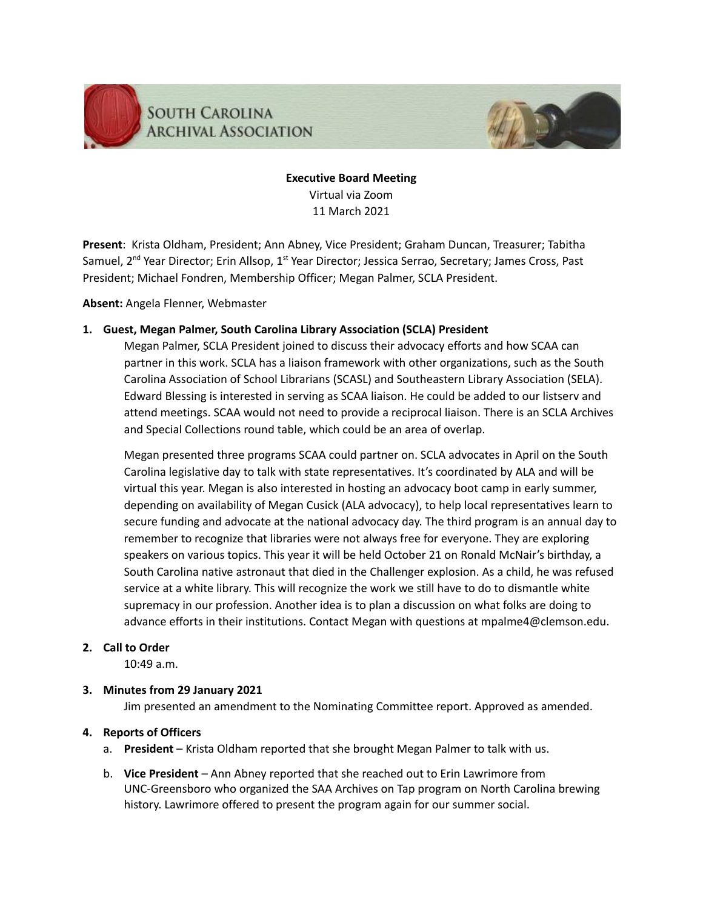# South Carolina Archival Association

**Executive Board Meeting**

Virtual via Zoom

11 March 2021

**Present**: Krista Oldham, President; Ann Abney, Vice President; Graham Duncan, Treasurer; Tabitha Samuel, 2nd Year Director; Erin Allsop, 1st Year Director; Jessica Serrao, Secretary; James Cross, Past President; Michael Fondren, Membership Officer; Megan Palmer, SCLA President.

**Absent:** Angela Flenner, Webmaster

1. **Guest, Megan Palmer, South Carolina Library Association (SCLA) President**

   Megan Palmer, SCLA President joined to discuss their advocacy efforts and how SCAA can partner in this work. SCLA has a liaison framework with other organizations, such as the South Carolina Association of School Librarians (SCASL) and Southeastern Library Association (SELA). Edward Blessing is interested in serving as SCAA liaison. He could be added to our listserv and attend meetings. SCAA would not need to provide a reciprocal liaison. There is an SCLA Archives and Special Collections round table, which could be an area of overlap.

   Megan presented three programs SCAA could partner on. SCLA advocates in April on the South Carolina legislative day to talk with state representatives. It's coordinated by ALA and will be virtual this year. Megan is also interested in hosting an advocacy boot camp in early summer, depending on availability of Megan Cusick (ALA advocacy), to help local representatives learn to secure funding and advocate at the national advocacy day. The third program is an annual day to remember to recognize that libraries were not always free for everyone. They are exploring speakers on various topics. This year it will be held October 21 on Ronald McNair's birthday, a South Carolina native astronaut that died in the Challenger explosion. As a child, he was refused service at a white library. This will recognize the work we still have to do to dismantle white supremacy in our profession. Another idea is to plan a discussion on what folks are doing to advance efforts in their institutions. Contact Megan with questions at mpalme4@clemson.edu.

2. **Call to Order**

   10:49 a.m.

3. **Minutes from 29 January 2021**

   Jim presented an amendment to the Nominating Committee report. Approved as amended.

4. **Reports of Officers**

   a. **President** – Krista Oldham reported that she brought Megan Palmer to talk with us.

   b. **Vice President** – Ann Abney reported that she reached out to Erin Lawrimore from UNC-Greensboro who organized the SAA Archives on Tap program on North Carolina brewing history. Lawrimore offered to present the program again for our summer social.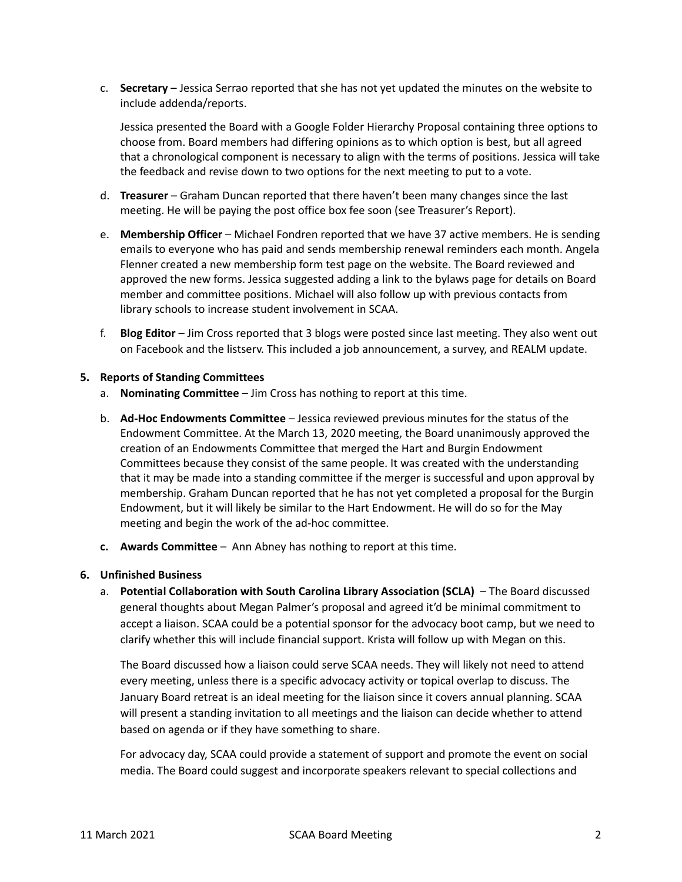c. **Secretary** – Jessica Serrao reported that she has not yet updated the minutes on the website to include addenda/reports.

   Jessica presented the Board with a Google Folder Hierarchy Proposal containing three options to choose from. Board members had differing opinions as to which option is best, but all agreed that a chronological component is necessary to align with the terms of positions. Jessica will take the feedback and revise down to two options for the next meeting to put to a vote.

d. **Treasurer** – Graham Duncan reported that there haven't been many changes since the last meeting. He will be paying the post office box fee soon (see Treasurer's Report).

e. **Membership Officer** – Michael Fondren reported that we have 37 active members. He is sending emails to everyone who has paid and sends membership renewal reminders each month. Angela Flenner created a new membership form test page on the website. The Board reviewed and approved the new forms. Jessica suggested adding a link to the bylaws page for details on Board member and committee positions. Michael will also follow up with previous contacts from library schools to increase student involvement in SCAA.

f. **Blog Editor** – Jim Cross reported that 3 blogs were posted since last meeting. They also went out on Facebook and the listserv. This included a job announcement, a survey, and REALM update.

**5. Reports of Standing Committees**

a. **Nominating Committee** – Jim Cross has nothing to report at this time.

b. **Ad-Hoc Endowments Committee** – Jessica reviewed previous minutes for the status of the Endowment Committee. At the March 13, 2020 meeting, the Board unanimously approved the creation of an Endowments Committee that merged the Hart and Burgin Endowment Committees because they consist of the same people. It was created with the understanding that it may be made into a standing committee if the merger is successful and upon approval by membership. Graham Duncan reported that he has not yet completed a proposal for the Burgin Endowment, but it will likely be similar to the Hart Endowment. He will do so for the May meeting and begin the work of the ad-hoc committee.

**c. Awards Committee** – Ann Abney has nothing to report at this time.

**6. Unfinished Business**

a. **Potential Collaboration with South Carolina Library Association (SCLA)** – The Board discussed general thoughts about Megan Palmer's proposal and agreed it'd be minimal commitment to accept a liaison. SCAA could be a potential sponsor for the advocacy boot camp, but we need to clarify whether this will include financial support. Krista will follow up with Megan on this.

   The Board discussed how a liaison could serve SCAA needs. They will likely not need to attend every meeting, unless there is a specific advocacy activity or topical overlap to discuss. The January Board retreat is an ideal meeting for the liaison since it covers annual planning. SCAA will present a standing invitation to all meetings and the liaison can decide whether to attend based on agenda or if they have something to share.

   For advocacy day, SCAA could provide a statement of support and promote the event on social media. The Board could suggest and incorporate speakers relevant to special collections and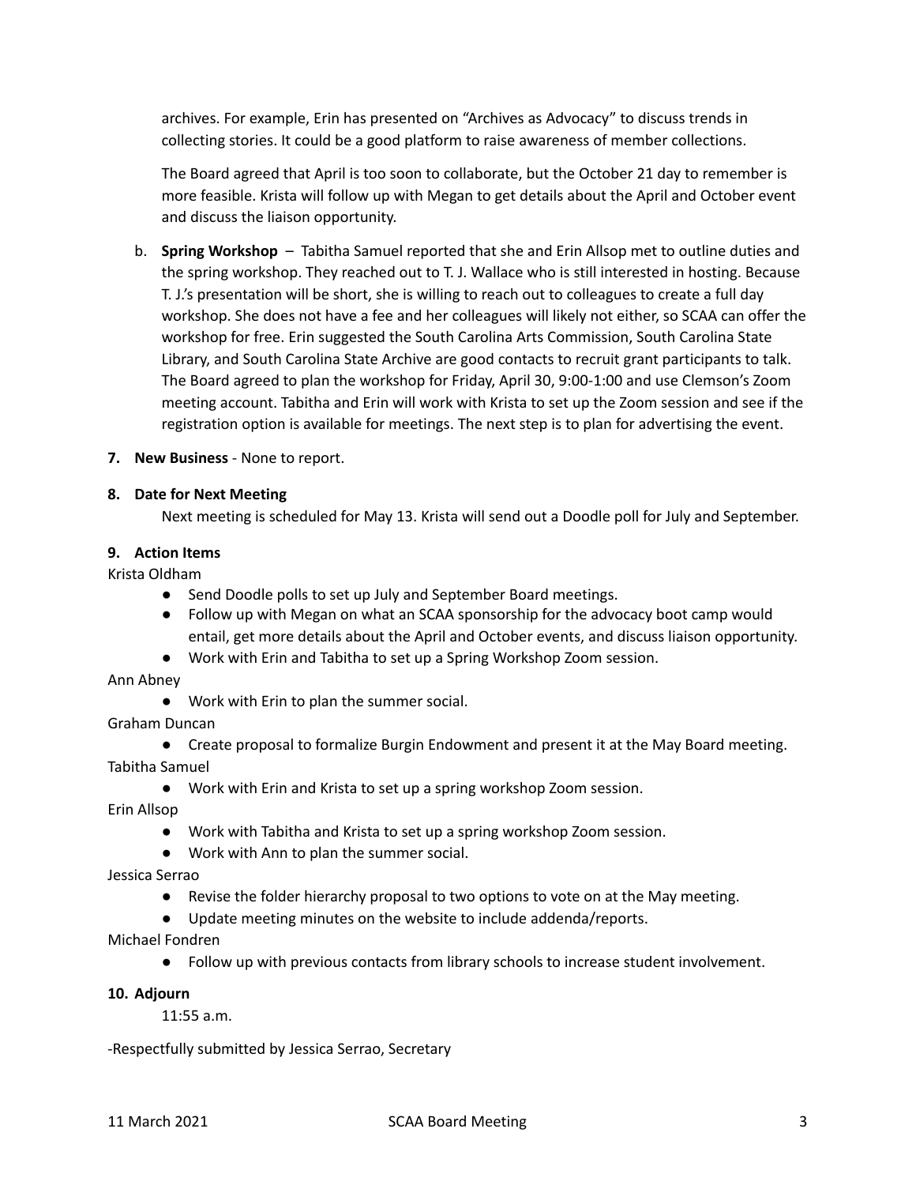archives. For example, Erin has presented on "Archives as Advocacy" to discuss trends in collecting stories. It could be a good platform to raise awareness of member collections.

The Board agreed that April is too soon to collaborate, but the October 21 day to remember is more feasible. Krista will follow up with Megan to get details about the April and October event and discuss the liaison opportunity.

b. **Spring Workshop** – Tabitha Samuel reported that she and Erin Allsop met to outline duties and the spring workshop. They reached out to T. J. Wallace who is still interested in hosting. Because T. J.'s presentation will be short, she is willing to reach out to colleagues to create a full day workshop. She does not have a fee and her colleagues will likely not either, so SCAA can offer the workshop for free. Erin suggested the South Carolina Arts Commission, South Carolina State Library, and South Carolina State Archive are good contacts to recruit grant participants to talk. The Board agreed to plan the workshop for Friday, April 30, 9:00-1:00 and use Clemson's Zoom meeting account. Tabitha and Erin will work with Krista to set up the Zoom session and see if the registration option is available for meetings. The next step is to plan for advertising the event.

**7. New Business** - None to report.

**8. Date for Next Meeting**

Next meeting is scheduled for May 13. Krista will send out a Doodle poll for July and September.

**9. Action Items**

Krista Oldham

- Send Doodle polls to set up July and September Board meetings.
- Follow up with Megan on what an SCAA sponsorship for the advocacy boot camp would entail, get more details about the April and October events, and discuss liaison opportunity.
- Work with Erin and Tabitha to set up a Spring Workshop Zoom session.

Ann Abney

- Work with Erin to plan the summer social.

Graham Duncan

- Create proposal to formalize Burgin Endowment and present it at the May Board meeting.

Tabitha Samuel

- Work with Erin and Krista to set up a spring workshop Zoom session.

Erin Allsop

- Work with Tabitha and Krista to set up a spring workshop Zoom session.
- Work with Ann to plan the summer social.

Jessica Serrao

- Revise the folder hierarchy proposal to two options to vote on at the May meeting.
- Update meeting minutes on the website to include addenda/reports.

Michael Fondren

- Follow up with previous contacts from library schools to increase student involvement.

**10. Adjourn**

11:55 a.m.

-Respectfully submitted by Jessica Serrao, Secretary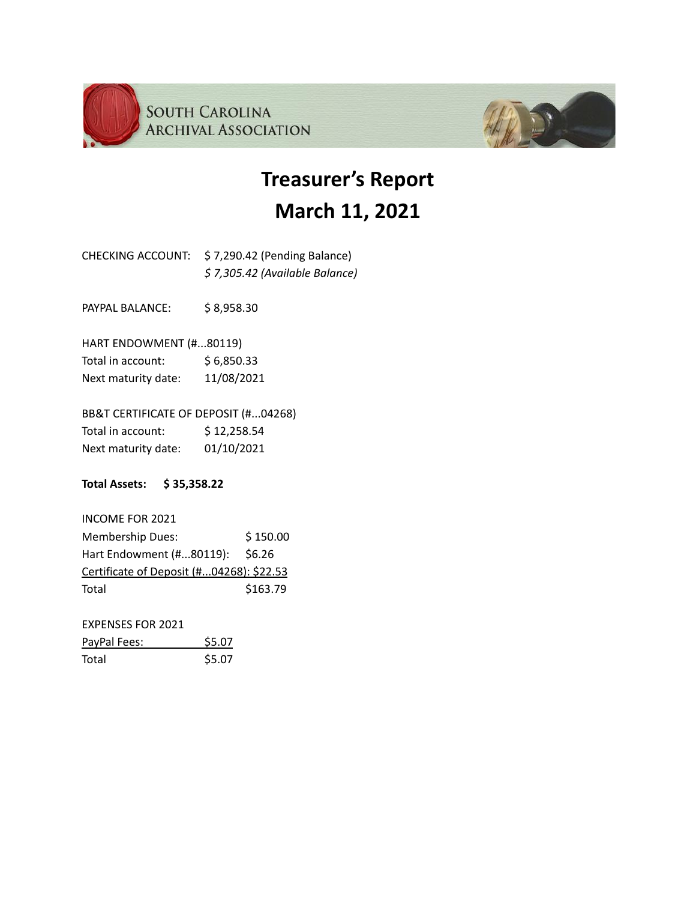SOUTH CAROLINA ARCHIVAL ASSOCIATION

# Treasurer's Report
# March 11, 2021

CHECKING ACCOUNT: $ 7,290.42 (Pending Balance)
*$ 7,305.42 (Available Balance)*

PAYPAL BALANCE: $ 8,958.30

HART ENDOWMENT (#...80119)
Total in account: $ 6,850.33
Next maturity date: 11/08/2021

BB&T CERTIFICATE OF DEPOSIT (#...04268)
Total in account: $ 12,258.54
Next maturity date: 01/10/2021

**Total Assets: $ 35,358.22**

INCOME FOR 2021

| | |
|---|---|
| Membership Dues: | $ 150.00 |
| Hart Endowment (#...80119): | $6.26 |
| Certificate of Deposit (#...04268): | $22.53 |
| Total | $163.79 |

EXPENSES FOR 2021

| | |
|---|---|
| PayPal Fees: | $5.07 |
| Total | $5.07 |